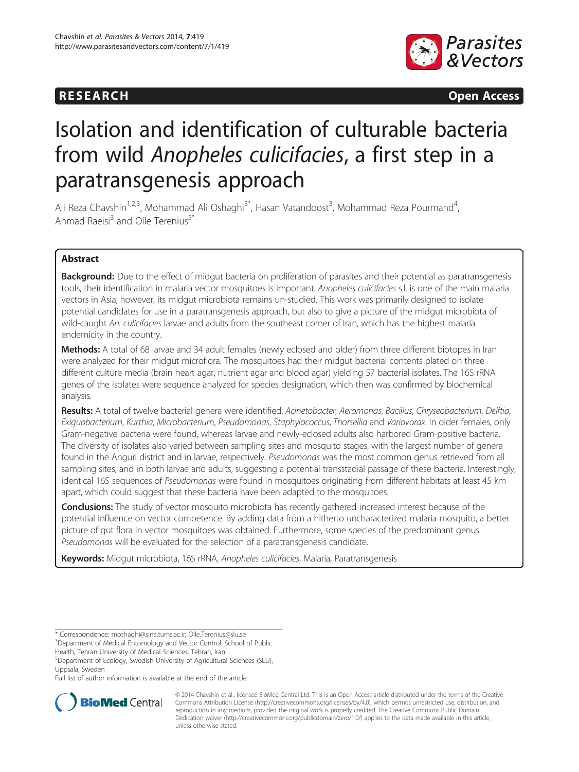RESEARCH Open Access

# Isolation and identification of culturable bacteria from wild *Anopheles culicifacies*, a first step in a paratransgenesis approach

Ali Reza Chavshin[1,2,3], Mohammad Ali Oshaghi[3*], Hasan Vatandoost[3], Mohammad Reza Pourmand[4], Ahmad Raeisi[3] and Olle Terenius[5*]

## Abstract

**Background:** Due to the effect of midgut bacteria on proliferation of parasites and their potential as paratransgenesis tools, their identification in malaria vector mosquitoes is important. *Anopheles culicifacies* s.l. is one of the main malaria vectors in Asia; however, its midgut microbiota remains un-studied. This work was primarily designed to isolate potential candidates for use in a paratransgenesis approach, but also to give a picture of the midgut microbiota of wild-caught *An. culicifacies* larvae and adults from the southeast corner of Iran, which has the highest malaria endemicity in the country.

**Methods:** A total of 68 larvae and 34 adult females (newly eclosed and older) from three different biotopes in Iran were analyzed for their midgut microflora. The mosquitoes had their midgut bacterial contents plated on three different culture media (brain heart agar, nutrient agar and blood agar) yielding 57 bacterial isolates. The 16S rRNA genes of the isolates were sequence analyzed for species designation, which then was confirmed by biochemical analysis.

**Results:** A total of twelve bacterial genera were identified: *Acinetobacter*, *Aeromonas*, *Bacillus*, *Chryseobacterium*, *Delftia*, *Exiguobacterium*, *Kurthia*, *Microbacterium*, *Pseudomonas*, *Staphylococcus*, *Thorsellia* and *Variovorax*. In older females, only Gram-negative bacteria were found, whereas larvae and newly-eclosed adults also harbored Gram-positive bacteria. The diversity of isolates also varied between sampling sites and mosquito stages, with the largest number of genera found in the Anguri district and in larvae, respectively. *Pseudomonas* was the most common genus retrieved from all sampling sites, and in both larvae and adults, suggesting a potential transstadial passage of these bacteria. Interestingly, identical 16S sequences of *Pseudomonas* were found in mosquitoes originating from different habitats at least 45 km apart, which could suggest that these bacteria have been adapted to the mosquitoes.

**Conclusions:** The study of vector mosquito microbiota has recently gathered increased interest because of the potential influence on vector competence. By adding data from a hitherto uncharacterized malaria mosquito, a better picture of gut flora in vector mosquitoes was obtained. Furthermore, some species of the predominant genus *Pseudomonas* will be evaluated for the selection of a paratransgenesis candidate.

**Keywords:** Midgut microbiota, 16S rRNA, *Anopheles culicifacies*, Malaria, Paratransgenesis

\* Correspondence: moshaghi@sina.tums.ac.ir; Olle.Terenius@slu.se
[3]Department of Medical Entomology and Vector Control, School of Public Health, Tehran University of Medical Sciences, Tehran, Iran
[5]Department of Ecology, Swedish University of Agricultural Sciences (SLU), Uppsala, Sweden
Full list of author information is available at the end of the article

© 2014 Chavshin et al.; licensee BioMed Central Ltd. This is an Open Access article distributed under the terms of the Creative Commons Attribution License (http://creativecommons.org/licenses/by/4.0), which permits unrestricted use, distribution, and reproduction in any medium, provided the original work is properly credited. The Creative Commons Public Domain Dedication waiver (http://creativecommons.org/publicdomain/zero/1.0/) applies to the data made available in this article, unless otherwise stated.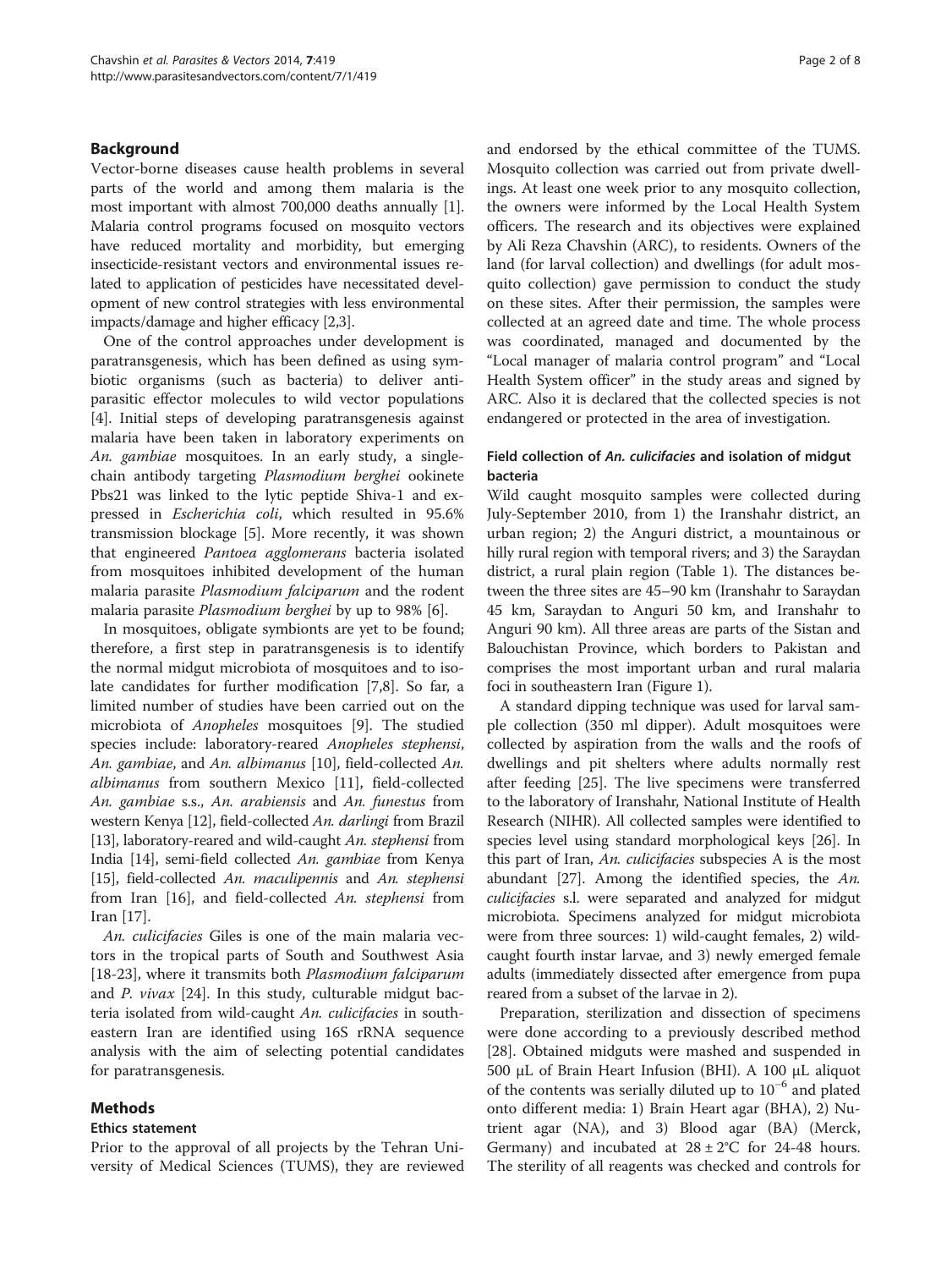## Background

Vector-borne diseases cause health problems in several parts of the world and among them malaria is the most important with almost 700,000 deaths annually [1]. Malaria control programs focused on mosquito vectors have reduced mortality and morbidity, but emerging insecticide-resistant vectors and environmental issues related to application of pesticides have necessitated development of new control strategies with less environmental impacts/damage and higher efficacy [2,3].

One of the control approaches under development is paratransgenesis, which has been defined as using symbiotic organisms (such as bacteria) to deliver anti-parasitic effector molecules to wild vector populations [4]. Initial steps of developing paratransgenesis against malaria have been taken in laboratory experiments on *An. gambiae* mosquitoes. In an early study, a single-chain antibody targeting *Plasmodium berghei* ookinete Pbs21 was linked to the lytic peptide Shiva-1 and expressed in *Escherichia coli*, which resulted in 95.6% transmission blockage [5]. More recently, it was shown that engineered *Pantoea agglomerans* bacteria isolated from mosquitoes inhibited development of the human malaria parasite *Plasmodium falciparum* and the rodent malaria parasite *Plasmodium berghei* by up to 98% [6].

In mosquitoes, obligate symbionts are yet to be found; therefore, a first step in paratransgenesis is to identify the normal midgut microbiota of mosquitoes and to isolate candidates for further modification [7,8]. So far, a limited number of studies have been carried out on the microbiota of *Anopheles* mosquitoes [9]. The studied species include: laboratory-reared *Anopheles stephensi*, *An. gambiae*, and *An. albimanus* [10], field-collected *An. albimanus* from southern Mexico [11], field-collected *An. gambiae* s.s., *An. arabiensis* and *An. funestus* from western Kenya [12], field-collected *An. darlingi* from Brazil [13], laboratory-reared and wild-caught *An. stephensi* from India [14], semi-field collected *An. gambiae* from Kenya [15], field-collected *An. maculipennis* and *An. stephensi* from Iran [16], and field-collected *An. stephensi* from Iran [17].

*An. culicifacies* Giles is one of the main malaria vectors in the tropical parts of South and Southwest Asia [18-23], where it transmits both *Plasmodium falciparum* and *P. vivax* [24]. In this study, culturable midgut bacteria isolated from wild-caught *An. culicifacies* in southeastern Iran are identified using 16S rRNA sequence analysis with the aim of selecting potential candidates for paratransgenesis.

## Methods

### Ethics statement

Prior to the approval of all projects by the Tehran University of Medical Sciences (TUMS), they are reviewed and endorsed by the ethical committee of the TUMS. Mosquito collection was carried out from private dwellings. At least one week prior to any mosquito collection, the owners were informed by the Local Health System officers. The research and its objectives were explained by Ali Reza Chavshin (ARC), to residents. Owners of the land (for larval collection) and dwellings (for adult mosquito collection) gave permission to conduct the study on these sites. After their permission, the samples were collected at an agreed date and time. The whole process was coordinated, managed and documented by the "Local manager of malaria control program" and "Local Health System officer" in the study areas and signed by ARC. Also it is declared that the collected species is not endangered or protected in the area of investigation.

### Field collection of *An. culicifacies* and isolation of midgut bacteria

Wild caught mosquito samples were collected during July-September 2010, from 1) the Iranshahr district, an urban region; 2) the Anguri district, a mountainous or hilly rural region with temporal rivers; and 3) the Saraydan district, a rural plain region (Table 1). The distances between the three sites are 45–90 km (Iranshahr to Saraydan 45 km, Saraydan to Anguri 50 km, and Iranshahr to Anguri 90 km). All three areas are parts of the Sistan and Balouchistan Province, which borders to Pakistan and comprises the most important urban and rural malaria foci in southeastern Iran (Figure 1).

A standard dipping technique was used for larval sample collection (350 ml dipper). Adult mosquitoes were collected by aspiration from the walls and the roofs of dwellings and pit shelters where adults normally rest after feeding [25]. The live specimens were transferred to the laboratory of Iranshahr, National Institute of Health Research (NIHR). All collected samples were identified to species level using standard morphological keys [26]. In this part of Iran, *An. culicifacies* subspecies A is the most abundant [27]. Among the identified species, the *An. culicifacies* s.l. were separated and analyzed for midgut microbiota. Specimens analyzed for midgut microbiota were from three sources: 1) wild-caught females, 2) wild-caught fourth instar larvae, and 3) newly emerged female adults (immediately dissected after emergence from pupa reared from a subset of the larvae in 2).

Preparation, sterilization and dissection of specimens were done according to a previously described method [28]. Obtained midguts were mashed and suspended in 500 μL of Brain Heart Infusion (BHI). A 100 μL aliquot of the contents was serially diluted up to $10^{-6}$ and plated onto different media: 1) Brain Heart agar (BHA), 2) Nutrient agar (NA), and 3) Blood agar (BA) (Merck, Germany) and incubated at $28 \pm 2°C$ for 24-48 hours. The sterility of all reagents was checked and controls for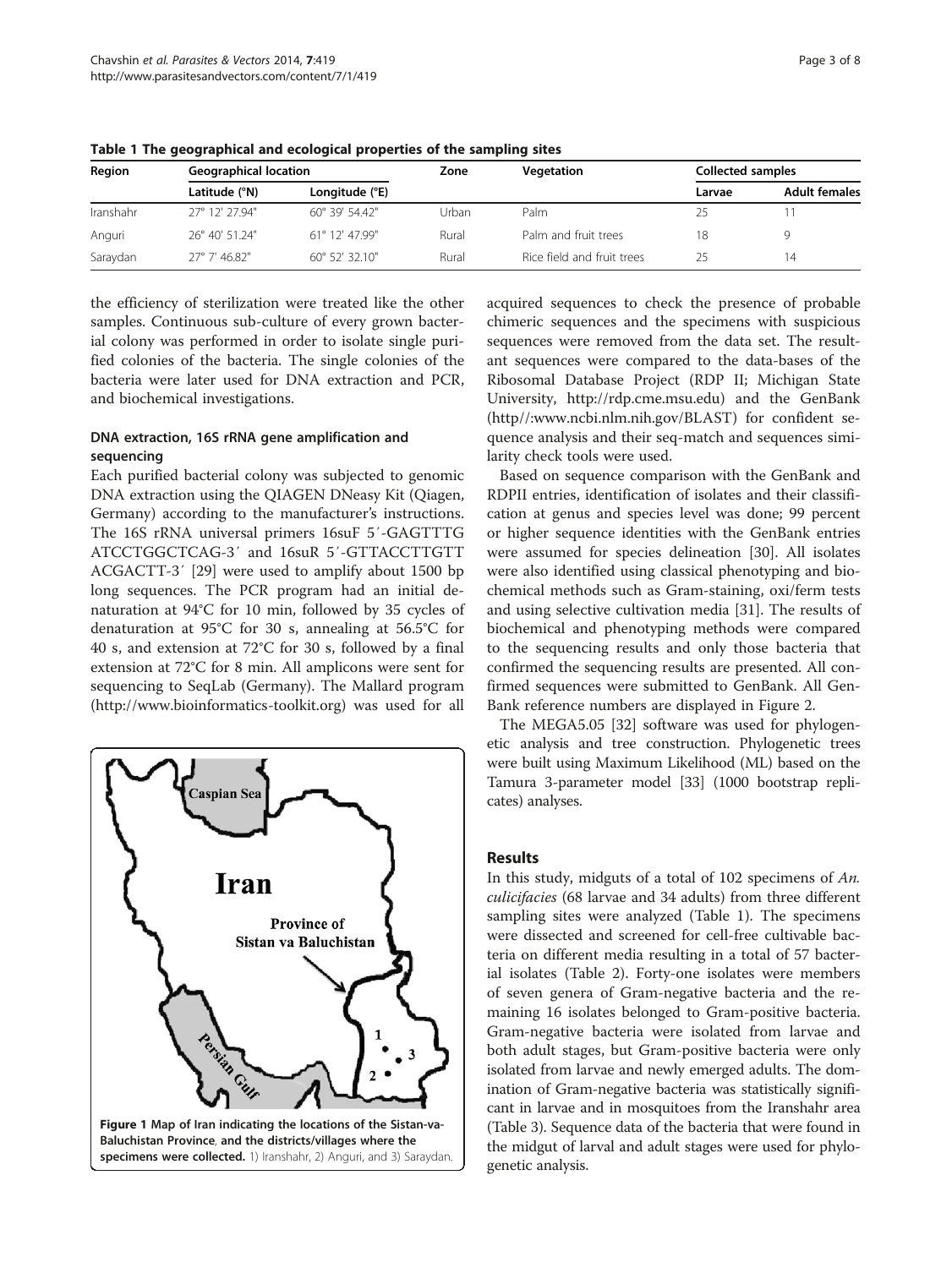**Table 1 The geographical and ecological properties of the sampling sites**

| Region | Geographical location | | Zone | Vegetation | Collected samples | |
|---|---|---|---|---|---|---|
| | Latitude (°N) | Longitude (°E) | | | Larvae | Adult females |
| Iranshahr | 27° 12' 27.94" | 60° 39' 54.42" | Urban | Palm | 25 | 11 |
| Anguri | 26° 40' 51.24" | 61° 12' 47.99" | Rural | Palm and fruit trees | 18 | 9 |
| Saraydan | 27° 7' 46.82" | 60° 52' 32.10" | Rural | Rice field and fruit trees | 25 | 14 |

the efficiency of sterilization were treated like the other samples. Continuous sub-culture of every grown bacterial colony was performed in order to isolate single purified colonies of the bacteria. The single colonies of the bacteria were later used for DNA extraction and PCR, and biochemical investigations.

### DNA extraction, 16S rRNA gene amplification and sequencing

Each purified bacterial colony was subjected to genomic DNA extraction using the QIAGEN DNeasy Kit (Qiagen, Germany) according to the manufacturer's instructions. The 16S rRNA universal primers 16suF 5′-GAGTTTG ATCCTGGCTCAG-3′ and 16suR 5′-GTTACCTTGTT ACGACTT-3′ [29] were used to amplify about 1500 bp long sequences. The PCR program had an initial denaturation at 94°C for 10 min, followed by 35 cycles of denaturation at 95°C for 30 s, annealing at 56.5°C for 40 s, and extension at 72°C for 30 s, followed by a final extension at 72°C for 8 min. All amplicons were sent for sequencing to SeqLab (Germany). The Mallard program (http://www.bioinformatics-toolkit.org) was used for all acquired sequences to check the presence of probable chimeric sequences and the specimens with suspicious sequences were removed from the data set. The resultant sequences were compared to the data-bases of the Ribosomal Database Project (RDP II; Michigan State University, http://rdp.cme.msu.edu) and the GenBank (http//:www.ncbi.nlm.nih.gov/BLAST) for confident sequence analysis and their seq-match and sequences similarity check tools were used.

Based on sequence comparison with the GenBank and RDPII entries, identification of isolates and their classification at genus and species level was done; 99 percent or higher sequence identities with the GenBank entries were assumed for species delineation [30]. All isolates were also identified using classical phenotyping and biochemical methods such as Gram-staining, oxi/ferm tests and using selective cultivation media [31]. The results of biochemical and phenotyping methods were compared to the sequencing results and only those bacteria that confirmed the sequencing results are presented. All confirmed sequences were submitted to GenBank. All GenBank reference numbers are displayed in Figure 2.

The MEGA5.05 [32] software was used for phylogenetic analysis and tree construction. Phylogenetic trees were built using Maximum Likelihood (ML) based on the Tamura 3-parameter model [33] (1000 bootstrap replicates) analyses.

**Figure 1 Map of Iran indicating the locations of the Sistan-va-Baluchistan Province, and the districts/villages where the specimens were collected.** 1) Iranshahr, 2) Anguri, and 3) Saraydan.

## Results

In this study, midguts of a total of 102 specimens of *An. culicifacies* (68 larvae and 34 adults) from three different sampling sites were analyzed (Table 1). The specimens were dissected and screened for cell-free cultivable bacteria on different media resulting in a total of 57 bacterial isolates (Table 2). Forty-one isolates were members of seven genera of Gram-negative bacteria and the remaining 16 isolates belonged to Gram-positive bacteria. Gram-negative bacteria were isolated from larvae and both adult stages, but Gram-positive bacteria were only isolated from larvae and newly emerged adults. The domination of Gram-negative bacteria was statistically significant in larvae and in mosquitoes from the Iranshahr area (Table 3). Sequence data of the bacteria that were found in the midgut of larval and adult stages were used for phylogenetic analysis.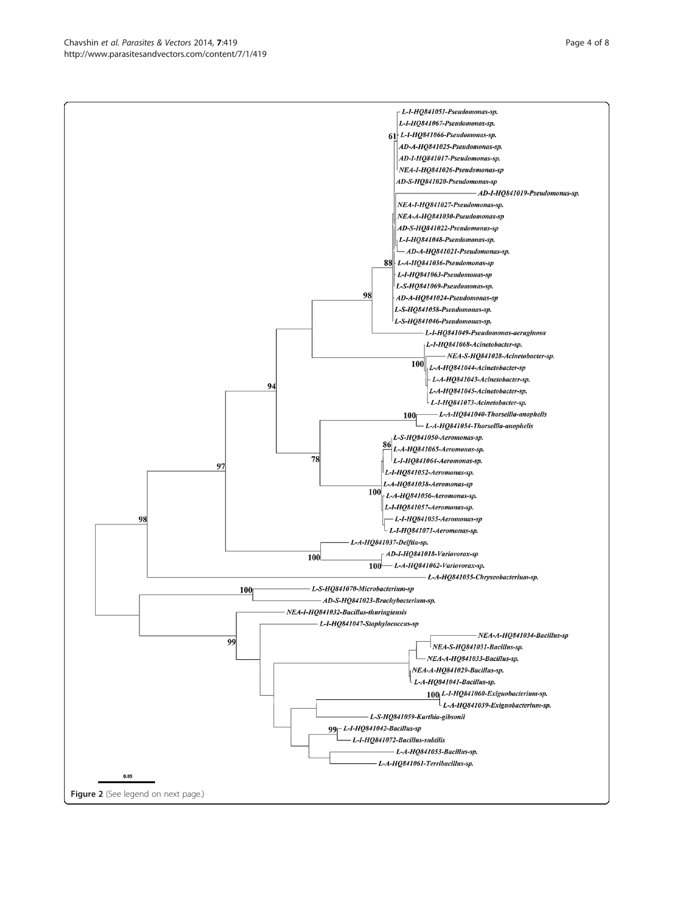Figure 2 (See legend on next page.)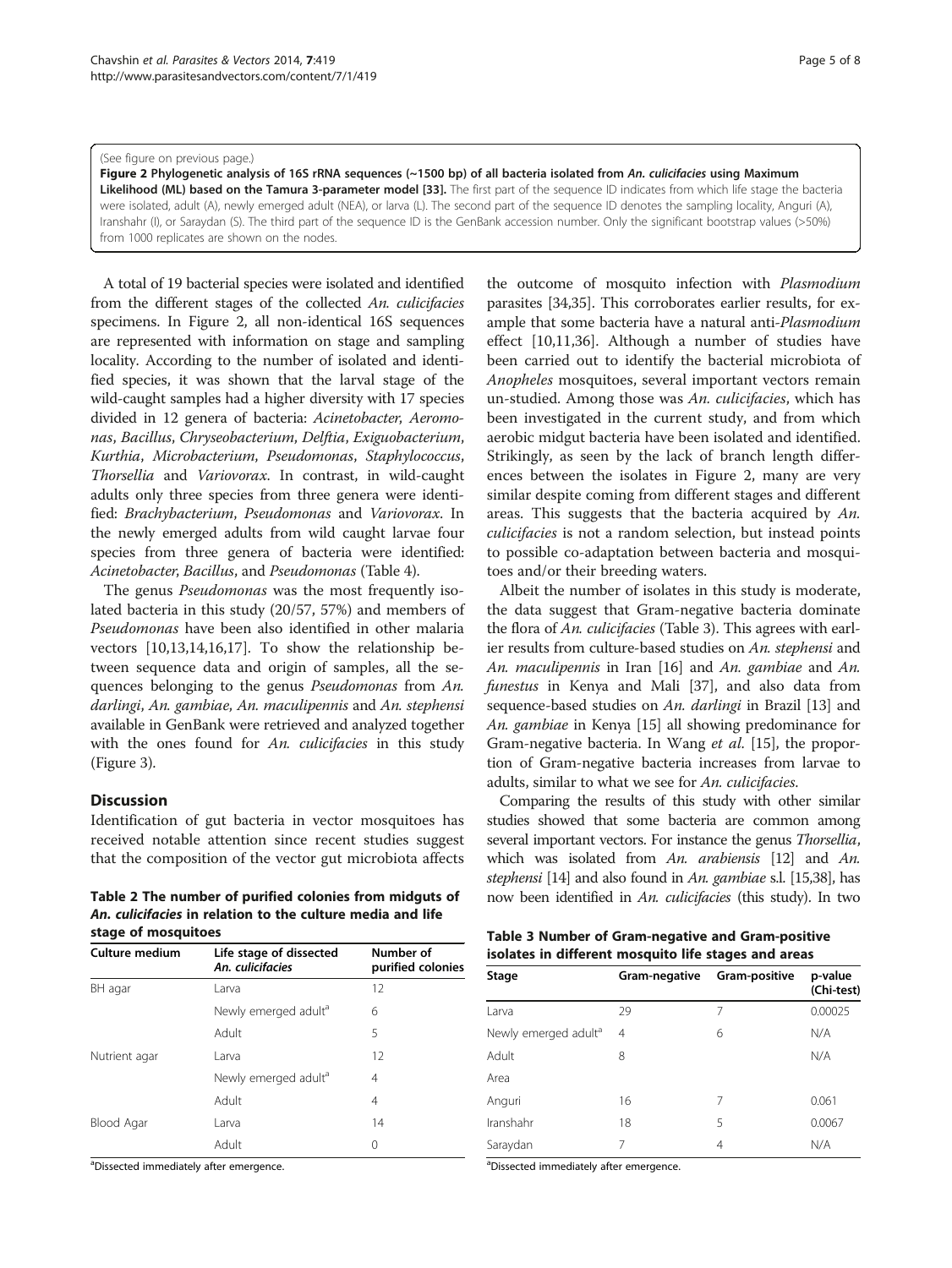(See figure on previous page.)

**Figure 2 Phylogenetic analysis of 16S rRNA sequences (~1500 bp) of all bacteria isolated from *An. culicifacies* using Maximum Likelihood (ML) based on the Tamura 3-parameter model [33].** The first part of the sequence ID indicates from which life stage the bacteria were isolated, adult (A), newly emerged adult (NEA), or larva (L). The second part of the sequence ID denotes the sampling locality, Anguri (A), Iranshahr (I), or Saraydan (S). The third part of the sequence ID is the GenBank accession number. Only the significant bootstrap values (>50%) from 1000 replicates are shown on the nodes.

A total of 19 bacterial species were isolated and identified from the different stages of the collected *An. culicifacies* specimens. In Figure 2, all non-identical 16S sequences are represented with information on stage and sampling locality. According to the number of isolated and identified species, it was shown that the larval stage of the wild-caught samples had a higher diversity with 17 species divided in 12 genera of bacteria: *Acinetobacter*, *Aeromonas*, *Bacillus*, *Chryseobacterium*, *Delftia*, *Exiguobacterium*, *Kurthia*, *Microbacterium*, *Pseudomonas*, *Staphylococcus*, *Thorsellia* and *Variovorax*. In contrast, in wild-caught adults only three species from three genera were identified: *Brachybacterium*, *Pseudomonas* and *Variovorax*. In the newly emerged adults from wild caught larvae four species from three genera of bacteria were identified: *Acinetobacter*, *Bacillus*, and *Pseudomonas* (Table 4).

The genus *Pseudomonas* was the most frequently isolated bacteria in this study (20/57, 57%) and members of *Pseudomonas* have been also identified in other malaria vectors [10,13,14,16,17]. To show the relationship between sequence data and origin of samples, all the sequences belonging to the genus *Pseudomonas* from *An. darlingi*, *An. gambiae*, *An. maculipennis* and *An. stephensi* available in GenBank were retrieved and analyzed together with the ones found for *An. culicifacies* in this study (Figure 3).

## Discussion

Identification of gut bacteria in vector mosquitoes has received notable attention since recent studies suggest that the composition of the vector gut microbiota affects the outcome of mosquito infection with *Plasmodium* parasites [34,35]. This corroborates earlier results, for example that some bacteria have a natural anti-*Plasmodium* effect [10,11,36]. Although a number of studies have been carried out to identify the bacterial microbiota of *Anopheles* mosquitoes, several important vectors remain un-studied. Among those was *An. culicifacies*, which has been investigated in the current study, and from which aerobic midgut bacteria have been isolated and identified. Strikingly, as seen by the lack of branch length differences between the isolates in Figure 2, many are very similar despite coming from different stages and different areas. This suggests that the bacteria acquired by *An. culicifacies* is not a random selection, but instead points to possible co-adaptation between bacteria and mosquitoes and/or their breeding waters.

Albeit the number of isolates in this study is moderate, the data suggest that Gram-negative bacteria dominate the flora of *An. culicifacies* (Table 3). This agrees with earlier results from culture-based studies on *An. stephensi* and *An. maculipennis* in Iran [16] and *An. gambiae* and *An. funestus* in Kenya and Mali [37], and also data from sequence-based studies on *An. darlingi* in Brazil [13] and *An. gambiae* in Kenya [15] all showing predominance for Gram-negative bacteria. In Wang *et al.* [15], the proportion of Gram-negative bacteria increases from larvae to adults, similar to what we see for *An. culicifacies*.

Comparing the results of this study with other similar studies showed that some bacteria are common among several important vectors. For instance the genus *Thorsellia*, which was isolated from *An. arabiensis* [12] and *An. stephensi* [14] and also found in *An. gambiae* s.l. [15,38], has now been identified in *An. culicifacies* (this study). In two

**Table 2 The number of purified colonies from midguts of *An. culicifacies* in relation to the culture media and life stage of mosquitoes**

| Culture medium | Life stage of dissected *An. culicifacies* | Number of purified colonies |
|---|---|---|
| BH agar | Larva | 12 |
| | Newly emerged adult[a] | 6 |
| | Adult | 5 |
| Nutrient agar | Larva | 12 |
| | Newly emerged adult[a] | 4 |
| | Adult | 4 |
| Blood Agar | Larva | 14 |
| | Adult | 0 |

[a]Dissected immediately after emergence.

**Table 3 Number of Gram-negative and Gram-positive isolates in different mosquito life stages and areas**

| Stage | Gram-negative | Gram-positive | p-value (Chi-test) |
|---|---|---|---|
| Larva | 29 | 7 | 0.00025 |
| Newly emerged adult[a] | 4 | 6 | N/A |
| Adult | 8 | | N/A |
| Area | | | |
| Anguri | 16 | 7 | 0.061 |
| Iranshahr | 18 | 5 | 0.0067 |
| Saraydan | 7 | 4 | N/A |

[a]Dissected immediately after emergence.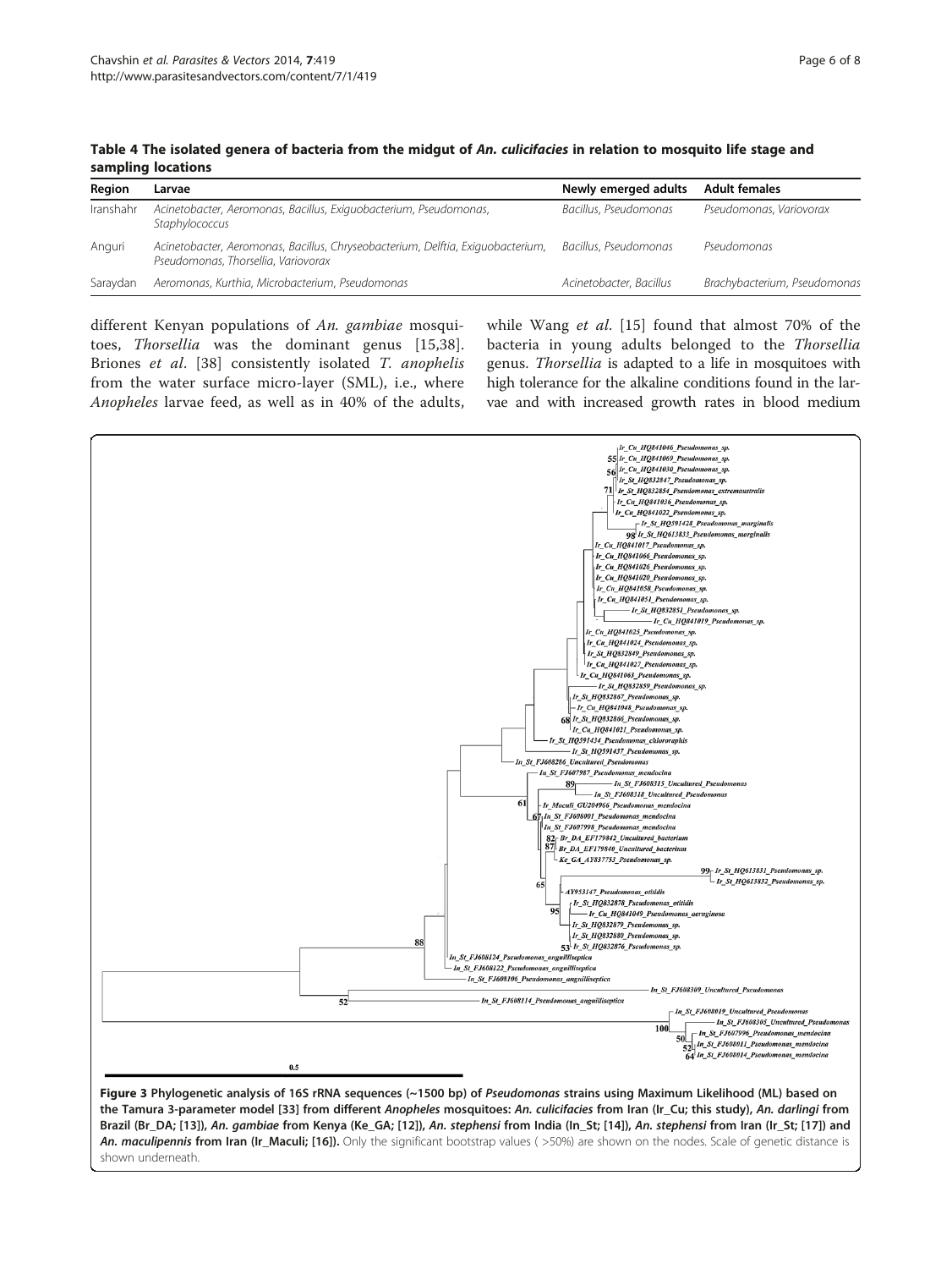**Table 4 The isolated genera of bacteria from the midgut of *An. culicifacies* in relation to mosquito life stage and sampling locations**

| Region | Larvae | Newly emerged adults | Adult females |
|---|---|---|---|
| Iranshahr | *Acinetobacter, Aeromonas, Bacillus, Exiguobacterium, Pseudomonas, Staphylococcus* | *Bacillus, Pseudomonas* | *Pseudomonas, Variovorax* |
| Anguri | *Acinetobacter, Aeromonas, Bacillus, Chryseobacterium, Delftia, Exiguobacterium, Pseudomonas, Thorsellia, Variovorax* | *Bacillus, Pseudomonas* | *Pseudomonas* |
| Saraydan | *Aeromonas, Kurthia, Microbacterium, Pseudomonas* | *Acinetobacter, Bacillus* | *Brachybacterium, Pseudomonas* |

different Kenyan populations of *An. gambiae* mosquitoes, *Thorsellia* was the dominant genus [15,38]. Briones *et al*. [38] consistently isolated *T. anophelis* from the water surface micro-layer (SML), i.e., where *Anopheles* larvae feed, as well as in 40% of the adults, while Wang *et al*. [15] found that almost 70% of the bacteria in young adults belonged to the *Thorsellia* genus. *Thorsellia* is adapted to a life in mosquitoes with high tolerance for the alkaline conditions found in the larvae and with increased growth rates in blood medium

**Figure 3 Phylogenetic analysis of 16S rRNA sequences (~1500 bp) of *Pseudomonas* strains using Maximum Likelihood (ML) based on the Tamura 3-parameter model [33] from different *Anopheles* mosquitoes: *An. culicifacies* from Iran (Ir_Cu; this study), *An. darlingi* from Brazil (Br_DA; [13]), *An. gambiae* from Kenya (Ke_GA; [12]), *An. stephensi* from India (In_St; [14]), *An. stephensi* from Iran (Ir_St; [17]) and *An. maculipennis* from Iran (Ir_Maculi; [16]).** Only the significant bootstrap values ( >50%) are shown on the nodes. Scale of genetic distance is shown underneath.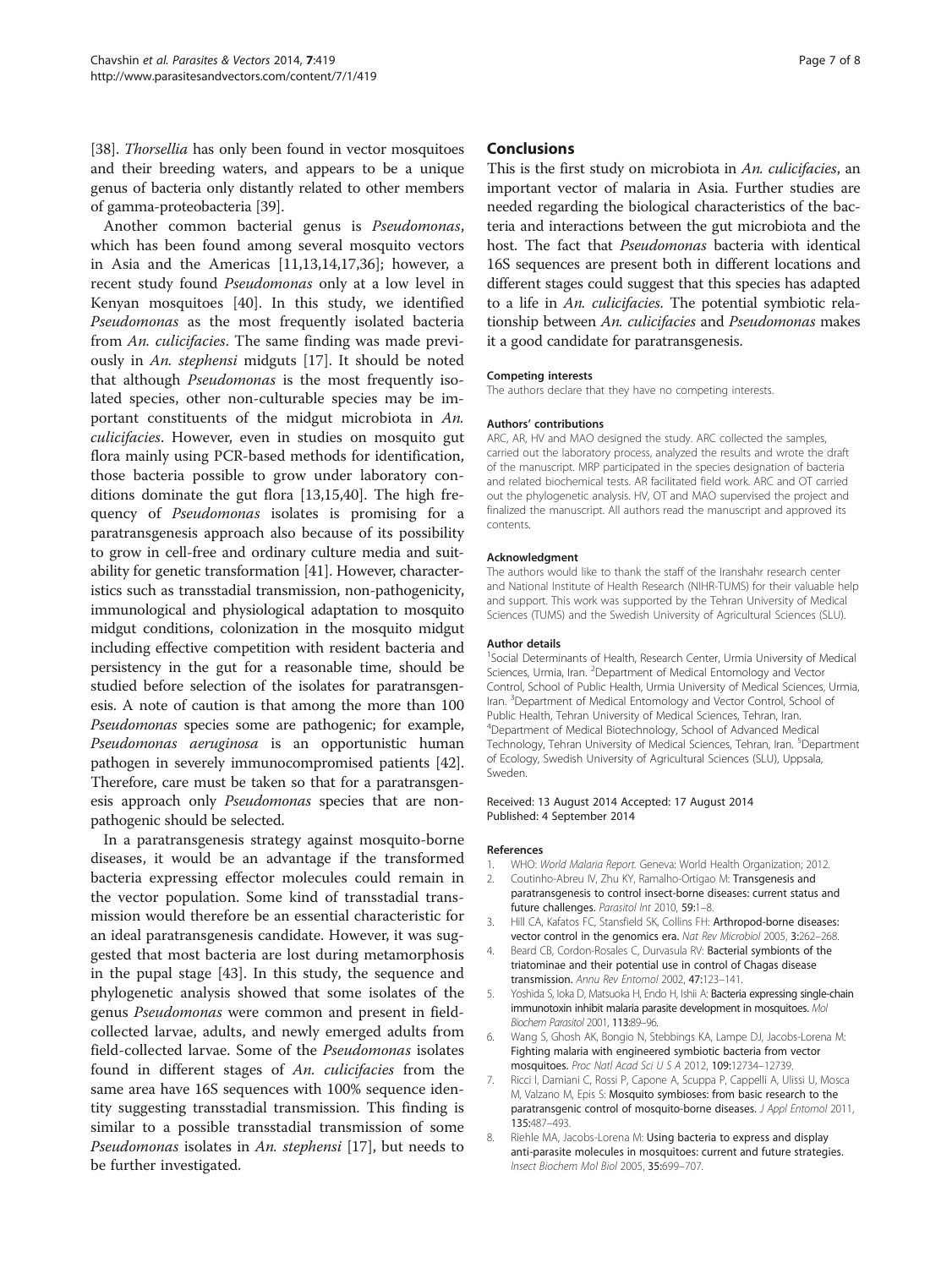[38]. *Thorsellia* has only been found in vector mosquitoes and their breeding waters, and appears to be a unique genus of bacteria only distantly related to other members of gamma-proteobacteria [39].

Another common bacterial genus is *Pseudomonas*, which has been found among several mosquito vectors in Asia and the Americas [11,13,14,17,36]; however, a recent study found *Pseudomonas* only at a low level in Kenyan mosquitoes [40]. In this study, we identified *Pseudomonas* as the most frequently isolated bacteria from *An. culicifacies*. The same finding was made previously in *An. stephensi* midguts [17]. It should be noted that although *Pseudomonas* is the most frequently isolated species, other non-culturable species may be important constituents of the midgut microbiota in *An. culicifacies*. However, even in studies on mosquito gut flora mainly using PCR-based methods for identification, those bacteria possible to grow under laboratory conditions dominate the gut flora [13,15,40]. The high frequency of *Pseudomonas* isolates is promising for a paratransgenesis approach also because of its possibility to grow in cell-free and ordinary culture media and suitability for genetic transformation [41]. However, characteristics such as transstadial transmission, non-pathogenicity, immunological and physiological adaptation to mosquito midgut conditions, colonization in the mosquito midgut including effective competition with resident bacteria and persistency in the gut for a reasonable time, should be studied before selection of the isolates for paratransgenesis. A note of caution is that among the more than 100 *Pseudomonas* species some are pathogenic; for example, *Pseudomonas aeruginosa* is an opportunistic human pathogen in severely immunocompromised patients [42]. Therefore, care must be taken so that for a paratransgenesis approach only *Pseudomonas* species that are non-pathogenic should be selected.

In a paratransgenesis strategy against mosquito-borne diseases, it would be an advantage if the transformed bacteria expressing effector molecules could remain in the vector population. Some kind of transstadial transmission would therefore be an essential characteristic for an ideal paratransgenesis candidate. However, it was suggested that most bacteria are lost during metamorphosis in the pupal stage [43]. In this study, the sequence and phylogenetic analysis showed that some isolates of the genus *Pseudomonas* were common and present in field-collected larvae, adults, and newly emerged adults from field-collected larvae. Some of the *Pseudomonas* isolates found in different stages of *An. culicifacies* from the same area have 16S sequences with 100% sequence identity suggesting transstadial transmission. This finding is similar to a possible transstadial transmission of some *Pseudomonas* isolates in *An. stephensi* [17], but needs to be further investigated.

## Conclusions

This is the first study on microbiota in *An. culicifacies*, an important vector of malaria in Asia. Further studies are needed regarding the biological characteristics of the bacteria and interactions between the gut microbiota and the host. The fact that *Pseudomonas* bacteria with identical 16S sequences are present both in different locations and different stages could suggest that this species has adapted to a life in *An. culicifacies*. The potential symbiotic relationship between *An. culicifacies* and *Pseudomonas* makes it a good candidate for paratransgenesis.

#### Competing interests

The authors declare that they have no competing interests.

#### Authors' contributions

ARC, AR, HV and MAO designed the study. ARC collected the samples, carried out the laboratory process, analyzed the results and wrote the draft of the manuscript. MRP participated in the species designation of bacteria and related biochemical tests. AR facilitated field work. ARC and OT carried out the phylogenetic analysis. HV, OT and MAO supervised the project and finalized the manuscript. All authors read the manuscript and approved its contents.

#### Acknowledgment

The authors would like to thank the staff of the Iranshahr research center and National Institute of Health Research (NIHR-TUMS) for their valuable help and support. This work was supported by the Tehran University of Medical Sciences (TUMS) and the Swedish University of Agricultural Sciences (SLU).

#### Author details

[1]Social Determinants of Health, Research Center, Urmia University of Medical Sciences, Urmia, Iran. [2]Department of Medical Entomology and Vector Control, School of Public Health, Urmia University of Medical Sciences, Urmia, Iran. [3]Department of Medical Entomology and Vector Control, School of Public Health, Tehran University of Medical Sciences, Tehran, Iran. [4]Department of Medical Biotechnology, School of Advanced Medical Technology, Tehran University of Medical Sciences, Tehran, Iran. [5]Department of Ecology, Swedish University of Agricultural Sciences (SLU), Uppsala, Sweden.

Received: 13 August 2014 Accepted: 17 August 2014
Published: 4 September 2014

#### References

1. WHO: *World Malaria Report.* Geneva: World Health Organization; 2012.
2. Coutinho-Abreu IV, Zhu KY, Ramalho-Ortigao M: **Transgenesis and paratransgenesis to control insect-borne diseases: current status and future challenges.** *Parasitol Int* 2010, **59:**1–8.
3. Hill CA, Kafatos FC, Stansfield SK, Collins FH: **Arthropod-borne diseases: vector control in the genomics era.** *Nat Rev Microbiol* 2005, **3:**262–268.
4. Beard CB, Cordon-Rosales C, Durvasula RV: **Bacterial symbionts of the triatominae and their potential use in control of Chagas disease transmission.** *Annu Rev Entomol* 2002, **47:**123–141.
5. Yoshida S, Ioka D, Matsuoka H, Endo H, Ishii A: **Bacteria expressing single-chain immunotoxin inhibit malaria parasite development in mosquitoes.** *Mol Biochem Parasitol* 2001, **113:**89–96.
6. Wang S, Ghosh AK, Bongio N, Stebbings KA, Lampe DJ, Jacobs-Lorena M: **Fighting malaria with engineered symbiotic bacteria from vector mosquitoes.** *Proc Natl Acad Sci U S A* 2012, **109:**12734–12739.
7. Ricci I, Damiani C, Rossi P, Capone A, Scuppa P, Cappelli A, Ulissi U, Mosca M, Valzano M, Epis S: **Mosquito symbioses: from basic research to the paratransgenic control of mosquito-borne diseases.** *J Appl Entomol* 2011, **135:**487–493.
8. Riehle MA, Jacobs-Lorena M: **Using bacteria to express and display anti-parasite molecules in mosquitoes: current and future strategies.** *Insect Biochem Mol Biol* 2005, **35:**699–707.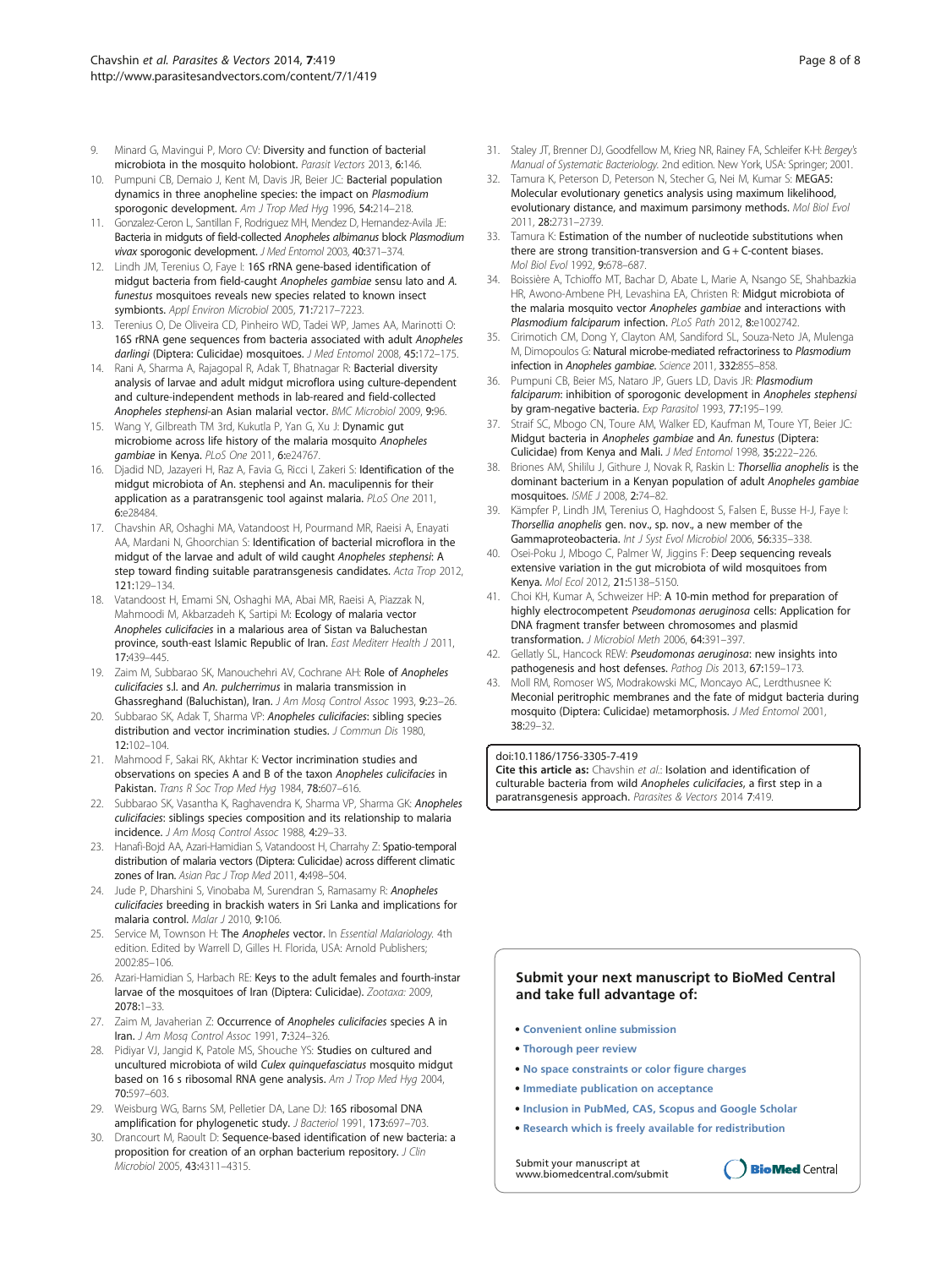9. Minard G, Mavingui P, Moro CV: Diversity and function of bacterial microbiota in the mosquito holobiont. *Parasit Vectors* 2013, **6:**146.
10. Pumpuni CB, Demaio J, Kent M, Davis JR, Beier JC: Bacterial population dynamics in three anopheline species: the impact on *Plasmodium* sporogonic development. *Am J Trop Med Hyg* 1996, **54:**214–218.
11. Gonzalez-Ceron L, Santillan F, Rodriguez MH, Mendez D, Hernandez-Avila JE: Bacteria in midguts of field-collected *Anopheles albimanus* block *Plasmodium vivax* sporogonic development. *J Med Entomol* 2003, **40:**371–374.
12. Lindh JM, Terenius O, Faye I: 16S rRNA gene-based identification of midgut bacteria from field-caught *Anopheles gambiae* sensu lato and *A. funestus* mosquitoes reveals new species related to known insect symbionts. *Appl Environ Microbiol* 2005, **71:**7217–7223.
13. Terenius O, De Oliveira CD, Pinheiro WD, Tadei WP, James AA, Marinotti O: 16S rRNA gene sequences from bacteria associated with adult *Anopheles darlingi* (Diptera: Culicidae) mosquitoes. *J Med Entomol* 2008, **45:**172–175.
14. Rani A, Sharma A, Rajagopal R, Adak T, Bhatnagar R: Bacterial diversity analysis of larvae and adult midgut microflora using culture-dependent and culture-independent methods in lab-reared and field-collected *Anopheles stephensi*-an Asian malarial vector. *BMC Microbiol* 2009, **9:**96.
15. Wang Y, Gilbreath TM 3rd, Kukutla P, Yan G, Xu J: Dynamic gut microbiome across life history of the malaria mosquito *Anopheles gambiae* in Kenya. *PLoS One* 2011, **6:**e24767.
16. Djadid ND, Jazayeri H, Raz A, Favia G, Ricci I, Zakeri S: Identification of the midgut microbiota of An. stephensi and An. maculipennis for their application as a paratransgenic tool against malaria. *PLoS One* 2011, **6:**e28484.
17. Chavshin AR, Oshaghi MA, Vatandoost H, Pourmand MR, Raeisi A, Enayati AA, Mardani N, Ghoorchian S: Identification of bacterial microflora in the midgut of the larvae and adult of wild caught *Anopheles stephensi*: A step toward finding suitable paratransgenesis candidates. *Acta Trop* 2012, **121:**129–134.
18. Vatandoost H, Emami SN, Oshaghi MA, Abai MR, Raeisi A, Piazzak N, Mahmoodi M, Akbarzadeh K, Sartipi M: Ecology of malaria vector *Anopheles culicifacies* in a malarious area of Sistan va Baluchestan province, south-east Islamic Republic of Iran. *East Mediterr Health J* 2011, **17:**439–445.
19. Zaim M, Subbarao SK, Manouchehri AV, Cochrane AH: Role of *Anopheles culicifacies* s.l. and *An. pulcherrimus* in malaria transmission in Ghassreghand (Baluchistan), Iran. *J Am Mosq Control Assoc* 1993, **9:**23–26.
20. Subbarao SK, Adak T, Sharma VP: *Anopheles culicifacies*: sibling species distribution and vector incrimination studies. *J Commun Dis* 1980, **12:**102–104.
21. Mahmood F, Sakai RK, Akhtar K: Vector incrimination studies and observations on species A and B of the taxon *Anopheles culicifacies* in Pakistan. *Trans R Soc Trop Med Hyg* 1984, **78:**607–616.
22. Subbarao SK, Vasantha K, Raghavendra K, Sharma VP, Sharma GK: *Anopheles culicifacies*: siblings species composition and its relationship to malaria incidence. *J Am Mosq Control Assoc* 1988, **4:**29–33.
23. Hanafi-Bojd AA, Azari-Hamidian S, Vatandoost H, Charrahy Z: Spatio-temporal distribution of malaria vectors (Diptera: Culicidae) across different climatic zones of Iran. *Asian Pac J Trop Med* 2011, **4:**498–504.
24. Jude P, Dharshini S, Vinobaba M, Surendran S, Ramasamy R: *Anopheles culicifacies* breeding in brackish waters in Sri Lanka and implications for malaria control. *Malar J* 2010, **9:**106.
25. Service M, Townson H: The *Anopheles* vector. In *Essential Malariology*. 4th edition. Edited by Warrell D, Gilles H. Florida, USA: Arnold Publishers; 2002:85–106.
26. Azari-Hamidian S, Harbach RE: Keys to the adult females and fourth-instar larvae of the mosquitoes of Iran (Diptera: Culicidae). *Zootaxa:* 2009, **2078:**1–33.
27. Zaim M, Javaherian Z: Occurrence of *Anopheles culicifacies* species A in Iran. *J Am Mosq Control Assoc* 1991, **7:**324–326.
28. Pidiyar VJ, Jangid K, Patole MS, Shouche YS: Studies on cultured and uncultured microbiota of wild *Culex quinquefasciatus* mosquito midgut based on 16 s ribosomal RNA gene analysis. *Am J Trop Med Hyg* 2004, **70:**597–603.
29. Weisburg WG, Barns SM, Pelletier DA, Lane DJ: 16S ribosomal DNA amplification for phylogenetic study. *J Bacteriol* 1991, **173:**697–703.
30. Drancourt M, Raoult D: Sequence-based identification of new bacteria: a proposition for creation of an orphan bacterium repository. *J Clin Microbiol* 2005, **43:**4311–4315.
31. Staley JT, Brenner DJ, Goodfellow M, Krieg NR, Rainey FA, Schleifer K-H: *Bergey's Manual of Systematic Bacteriology*. 2nd edition. New York, USA: Springer; 2001.
32. Tamura K, Peterson D, Peterson N, Stecher G, Nei M, Kumar S: MEGA5: Molecular evolutionary genetics analysis using maximum likelihood, evolutionary distance, and maximum parsimony methods. *Mol Biol Evol* 2011, **28:**2731–2739.
33. Tamura K: Estimation of the number of nucleotide substitutions when there are strong transition-transversion and G + C-content biases. *Mol Biol Evol* 1992, **9:**678–687.
34. Boissière A, Tchioffo MT, Bachar D, Abate L, Marie A, Nsango SE, Shahbazkia HR, Awono-Ambene PH, Levashina EA, Christen R: Midgut microbiota of the malaria mosquito vector *Anopheles gambiae* and interactions with *Plasmodium falciparum* infection. *PLoS Path* 2012, **8:**e1002742.
35. Cirimotich CM, Dong Y, Clayton AM, Sandiford SL, Souza-Neto JA, Mulenga M, Dimopoulos G: Natural microbe-mediated refractoriness to *Plasmodium* infection in *Anopheles gambiae*. *Science* 2011, **332:**855–858.
36. Pumpuni CB, Beier MS, Nataro JP, Guers LD, Davis JR: *Plasmodium falciparum*: inhibition of sporogonic development in *Anopheles stephensi* by gram-negative bacteria. *Exp Parasitol* 1993, **77:**195–199.
37. Straif SC, Mbogo CN, Toure AM, Walker ED, Kaufman M, Toure YT, Beier JC: Midgut bacteria in *Anopheles gambiae* and *An. funestus* (Diptera: Culicidae) from Kenya and Mali. *J Med Entomol* 1998, **35:**222–226.
38. Briones AM, Shililu J, Githure J, Novak R, Raskin L: *Thorsellia anophelis* is the dominant bacterium in a Kenyan population of adult *Anopheles gambiae* mosquitoes. *ISME J* 2008, **2:**74–82.
39. Kämpfer P, Lindh JM, Terenius O, Haghdoost S, Falsen E, Busse H-J, Faye I: *Thorsellia anophelis* gen. nov., sp. nov., a new member of the Gammaproteobacteria. *Int J Syst Evol Microbiol* 2006, **56:**335–338.
40. Osei-Poku J, Mbogo C, Palmer W, Jiggins F: Deep sequencing reveals extensive variation in the gut microbiota of wild mosquitoes from Kenya. *Mol Ecol* 2012, **21:**5138–5150.
41. Choi KH, Kumar A, Schweizer HP: A 10-min method for preparation of highly electrocompetent *Pseudomonas aeruginosa* cells: Application for DNA fragment transfer between chromosomes and plasmid transformation. *J Microbiol Meth* 2006, **64:**391–397.
42. Gellatly SL, Hancock REW: *Pseudomonas aeruginosa*: new insights into pathogenesis and host defenses. *Pathog Dis* 2013, **67:**159–173.
43. Moll RM, Romoser WS, Modrakowski MC, Moncayo AC, Lerdthusnee K: Meconial peritrophic membranes and the fate of midgut bacteria during mosquito (Diptera: Culicidae) metamorphosis. *J Med Entomol* 2001, **38:**29–32.

doi:10.1186/1756-3305-7-419

**Cite this article as:** Chavshin *et al.*: Isolation and identification of culturable bacteria from wild *Anopheles culicifacies*, a first step in a paratransgenesis approach. *Parasites & Vectors* 2014 **7**:419.

**Submit your next manuscript to BioMed Central and take full advantage of:**

- **Convenient online submission**
- **Thorough peer review**
- **No space constraints or color figure charges**
- **Immediate publication on acceptance**
- **Inclusion in PubMed, CAS, Scopus and Google Scholar**
- **Research which is freely available for redistribution**

Submit your manuscript at
www.biomedcentral.com/submit

BioMed Central